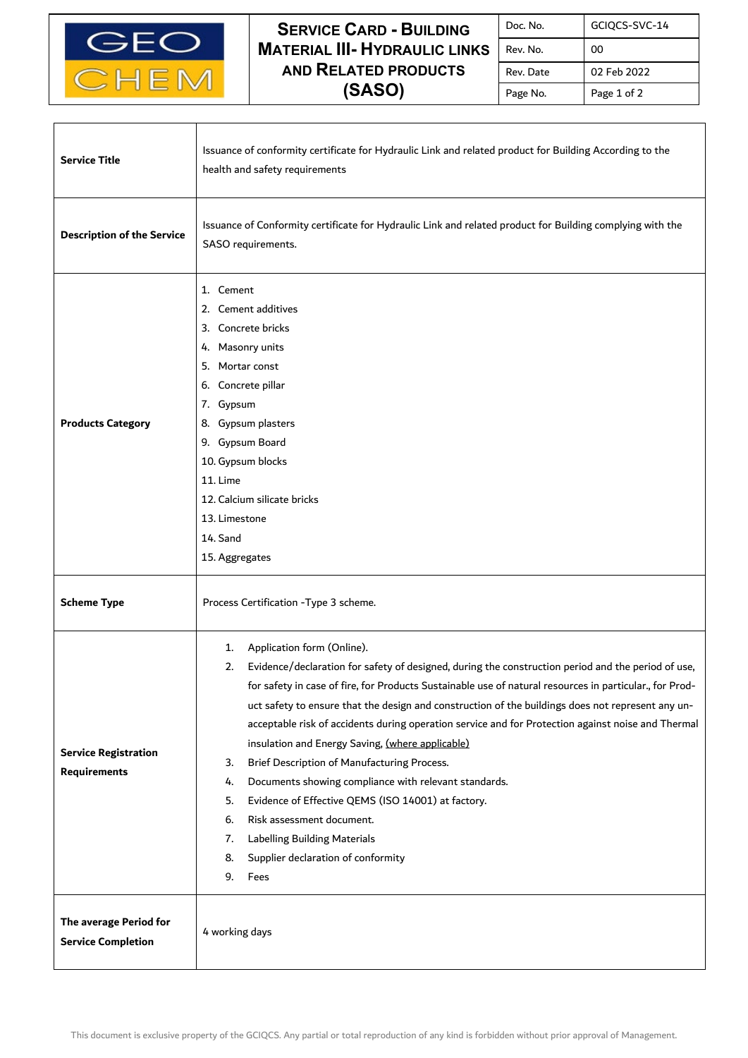# SERVICE CARD - BUILDING MATERIAL III- HYDRAULIC LINKS AND RELATED PRODUCTS (SASO)

| | |
|---|---|
| Doc. No. | GCIQCS-SVC-14 |
| Rev. No. | 00 |
| Rev. Date | 02 Feb 2022 |

| | |
|---|---|
| **Service Title** | Issuance of conformity certificate for Hydraulic Link and related product for Building According to the health and safety requirements |
| **Description of the Service** | Issuance of Conformity certificate for Hydraulic Link and related product for Building complying with the SASO requirements. |
| **Products Category** | 1. Cement<br>2. Cement additives<br>3. Concrete bricks<br>4. Masonry units<br>5. Mortar const<br>6. Concrete pillar<br>7. Gypsum<br>8. Gypsum plasters<br>9. Gypsum Board<br>10. Gypsum blocks<br>11. Lime<br>12. Calcium silicate bricks<br>13. Limestone<br>14. Sand<br>15. Aggregates |
| **Scheme Type** | Process Certification -Type 3 scheme. |
| **Service Registration Requirements** | 1. Application form (Online).<br>2. Evidence/declaration for safety of designed, during the construction period and the period of use, for safety in case of fire, for Products Sustainable use of natural resources in particular., for Product safety to ensure that the design and construction of the buildings does not represent any unacceptable risk of accidents during operation service and for Protection against noise and Thermal insulation and Energy Saving, <u>(where applicable)</u><br>3. Brief Description of Manufacturing Process.<br>4. Documents showing compliance with relevant standards.<br>5. Evidence of Effective QEMS (ISO 14001) at factory.<br>6. Risk assessment document.<br>7. Labelling Building Materials<br>8. Supplier declaration of conformity<br>9. Fees |
| **The average Period for Service Completion** | 4 working days |

This document is exclusive property of the GCIQCS. Any partial or total reproduction of any kind is forbidden without prior approval of Management.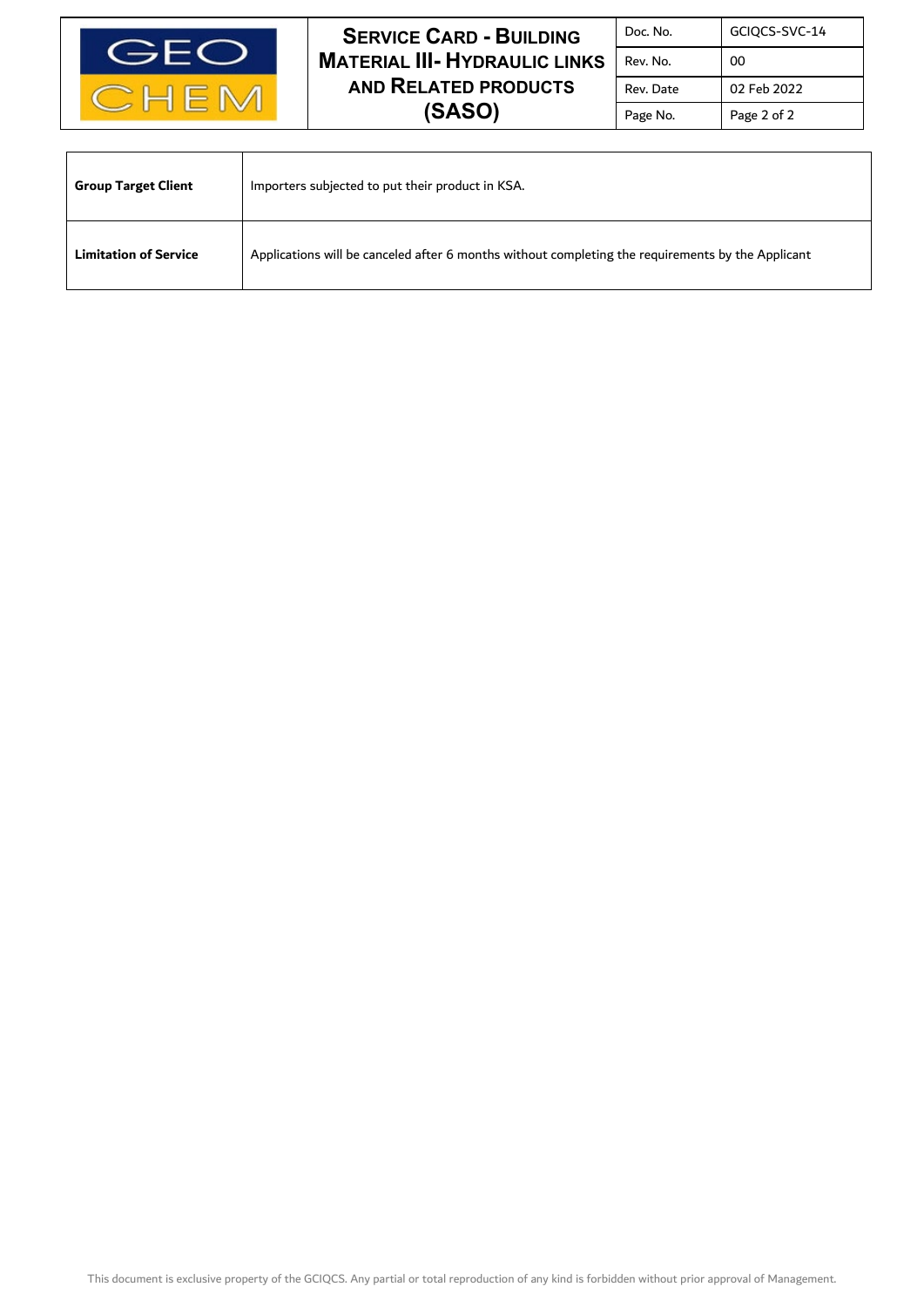| | |
|---|---|
| **Group Target Client** | Importers subjected to put their product in KSA. |
| **Limitation of Service** | Applications will be canceled after 6 months without completing the requirements by the Applicant |